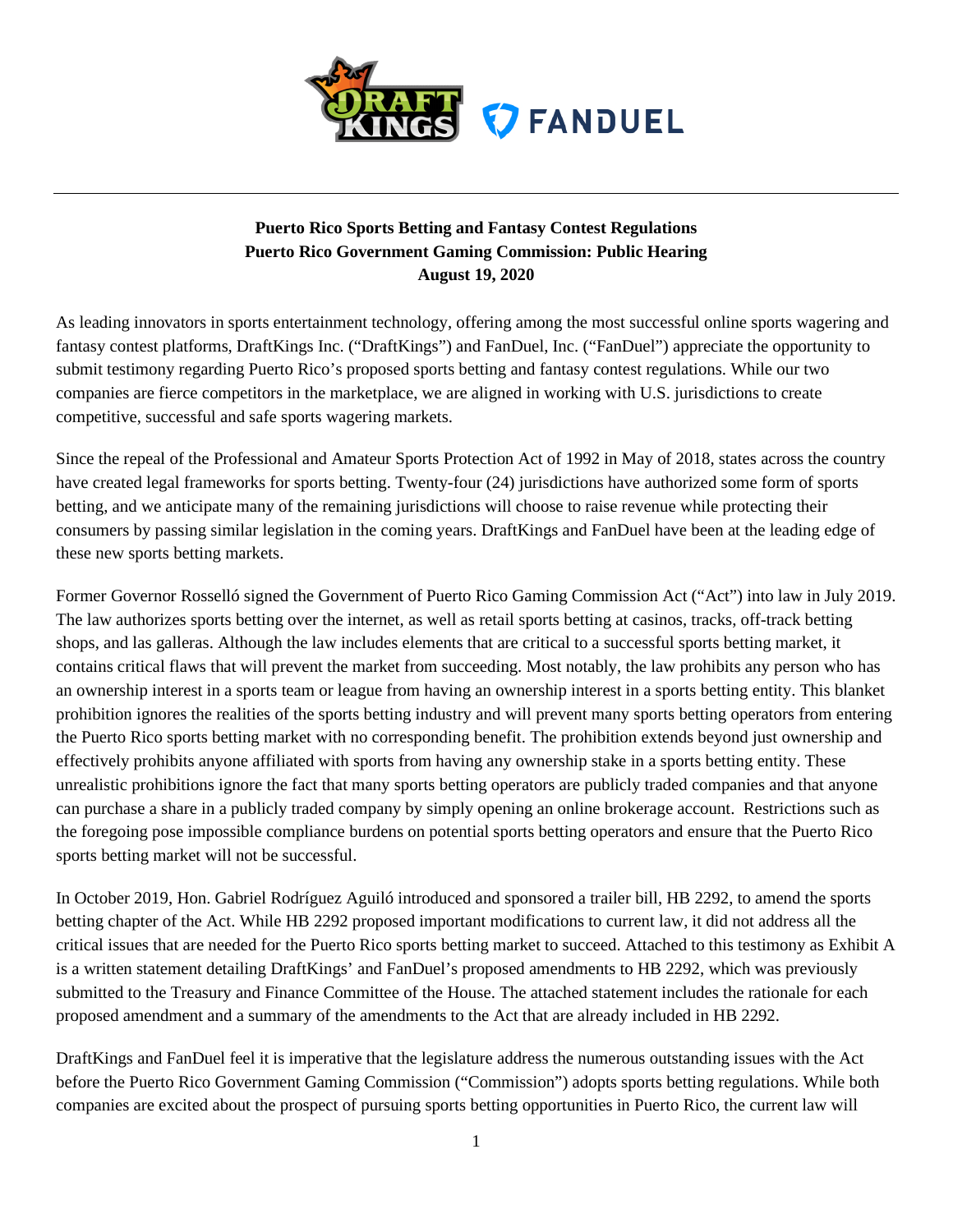**Puerto Rico Sports Betting and Fantasy Contest Regulations**
**Puerto Rico Government Gaming Commission: Public Hearing**
**August 19, 2020**

As leading innovators in sports entertainment technology, offering among the most successful online sports wagering and fantasy contest platforms, DraftKings Inc. ("DraftKings") and FanDuel, Inc. ("FanDuel") appreciate the opportunity to submit testimony regarding Puerto Rico's proposed sports betting and fantasy contest regulations. While our two companies are fierce competitors in the marketplace, we are aligned in working with U.S. jurisdictions to create competitive, successful and safe sports wagering markets.

Since the repeal of the Professional and Amateur Sports Protection Act of 1992 in May of 2018, states across the country have created legal frameworks for sports betting. Twenty-four (24) jurisdictions have authorized some form of sports betting, and we anticipate many of the remaining jurisdictions will choose to raise revenue while protecting their consumers by passing similar legislation in the coming years. DraftKings and FanDuel have been at the leading edge of these new sports betting markets.

Former Governor Rosselló signed the Government of Puerto Rico Gaming Commission Act ("Act") into law in July 2019. The law authorizes sports betting over the internet, as well as retail sports betting at casinos, tracks, off-track betting shops, and las galleras. Although the law includes elements that are critical to a successful sports betting market, it contains critical flaws that will prevent the market from succeeding. Most notably, the law prohibits any person who has an ownership interest in a sports team or league from having an ownership interest in a sports betting entity. This blanket prohibition ignores the realities of the sports betting industry and will prevent many sports betting operators from entering the Puerto Rico sports betting market with no corresponding benefit. The prohibition extends beyond just ownership and effectively prohibits anyone affiliated with sports from having any ownership stake in a sports betting entity. These unrealistic prohibitions ignore the fact that many sports betting operators are publicly traded companies and that anyone can purchase a share in a publicly traded company by simply opening an online brokerage account. Restrictions such as the foregoing pose impossible compliance burdens on potential sports betting operators and ensure that the Puerto Rico sports betting market will not be successful.

In October 2019, Hon. Gabriel Rodríguez Aguiló introduced and sponsored a trailer bill, HB 2292, to amend the sports betting chapter of the Act. While HB 2292 proposed important modifications to current law, it did not address all the critical issues that are needed for the Puerto Rico sports betting market to succeed. Attached to this testimony as Exhibit A is a written statement detailing DraftKings' and FanDuel's proposed amendments to HB 2292, which was previously submitted to the Treasury and Finance Committee of the House. The attached statement includes the rationale for each proposed amendment and a summary of the amendments to the Act that are already included in HB 2292.

DraftKings and FanDuel feel it is imperative that the legislature address the numerous outstanding issues with the Act before the Puerto Rico Government Gaming Commission ("Commission") adopts sports betting regulations. While both companies are excited about the prospect of pursuing sports betting opportunities in Puerto Rico, the current law will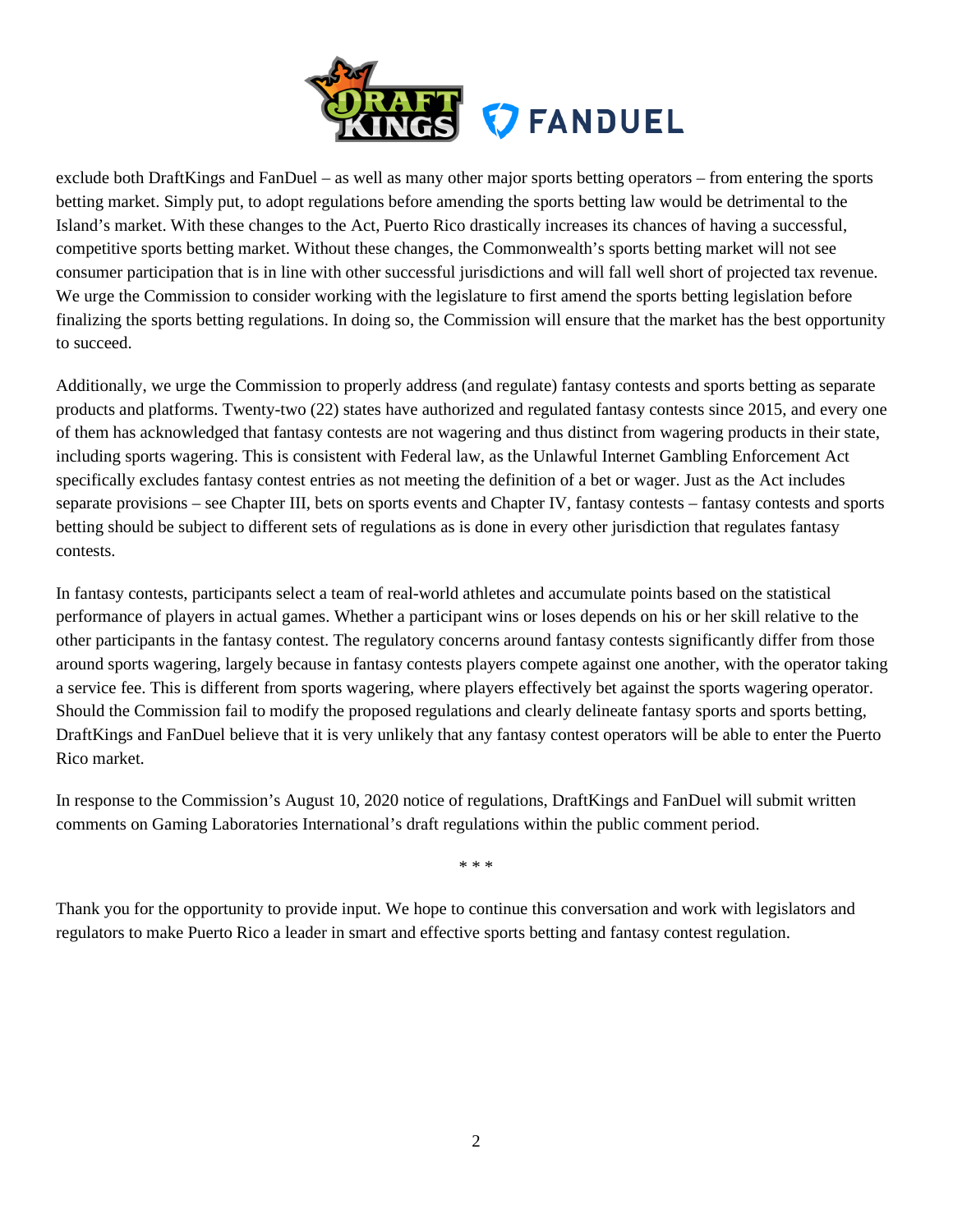exclude both DraftKings and FanDuel – as well as many other major sports betting operators – from entering the sports betting market. Simply put, to adopt regulations before amending the sports betting law would be detrimental to the Island's market. With these changes to the Act, Puerto Rico drastically increases its chances of having a successful, competitive sports betting market. Without these changes, the Commonwealth's sports betting market will not see consumer participation that is in line with other successful jurisdictions and will fall well short of projected tax revenue. We urge the Commission to consider working with the legislature to first amend the sports betting legislation before finalizing the sports betting regulations. In doing so, the Commission will ensure that the market has the best opportunity to succeed.

Additionally, we urge the Commission to properly address (and regulate) fantasy contests and sports betting as separate products and platforms. Twenty-two (22) states have authorized and regulated fantasy contests since 2015, and every one of them has acknowledged that fantasy contests are not wagering and thus distinct from wagering products in their state, including sports wagering. This is consistent with Federal law, as the Unlawful Internet Gambling Enforcement Act specifically excludes fantasy contest entries as not meeting the definition of a bet or wager. Just as the Act includes separate provisions – see Chapter III, bets on sports events and Chapter IV, fantasy contests – fantasy contests and sports betting should be subject to different sets of regulations as is done in every other jurisdiction that regulates fantasy contests.

In fantasy contests, participants select a team of real-world athletes and accumulate points based on the statistical performance of players in actual games. Whether a participant wins or loses depends on his or her skill relative to the other participants in the fantasy contest. The regulatory concerns around fantasy contests significantly differ from those around sports wagering, largely because in fantasy contests players compete against one another, with the operator taking a service fee. This is different from sports wagering, where players effectively bet against the sports wagering operator. Should the Commission fail to modify the proposed regulations and clearly delineate fantasy sports and sports betting, DraftKings and FanDuel believe that it is very unlikely that any fantasy contest operators will be able to enter the Puerto Rico market.

In response to the Commission's August 10, 2020 notice of regulations, DraftKings and FanDuel will submit written comments on Gaming Laboratories International's draft regulations within the public comment period.

\* \* \*

Thank you for the opportunity to provide input. We hope to continue this conversation and work with legislators and regulators to make Puerto Rico a leader in smart and effective sports betting and fantasy contest regulation.